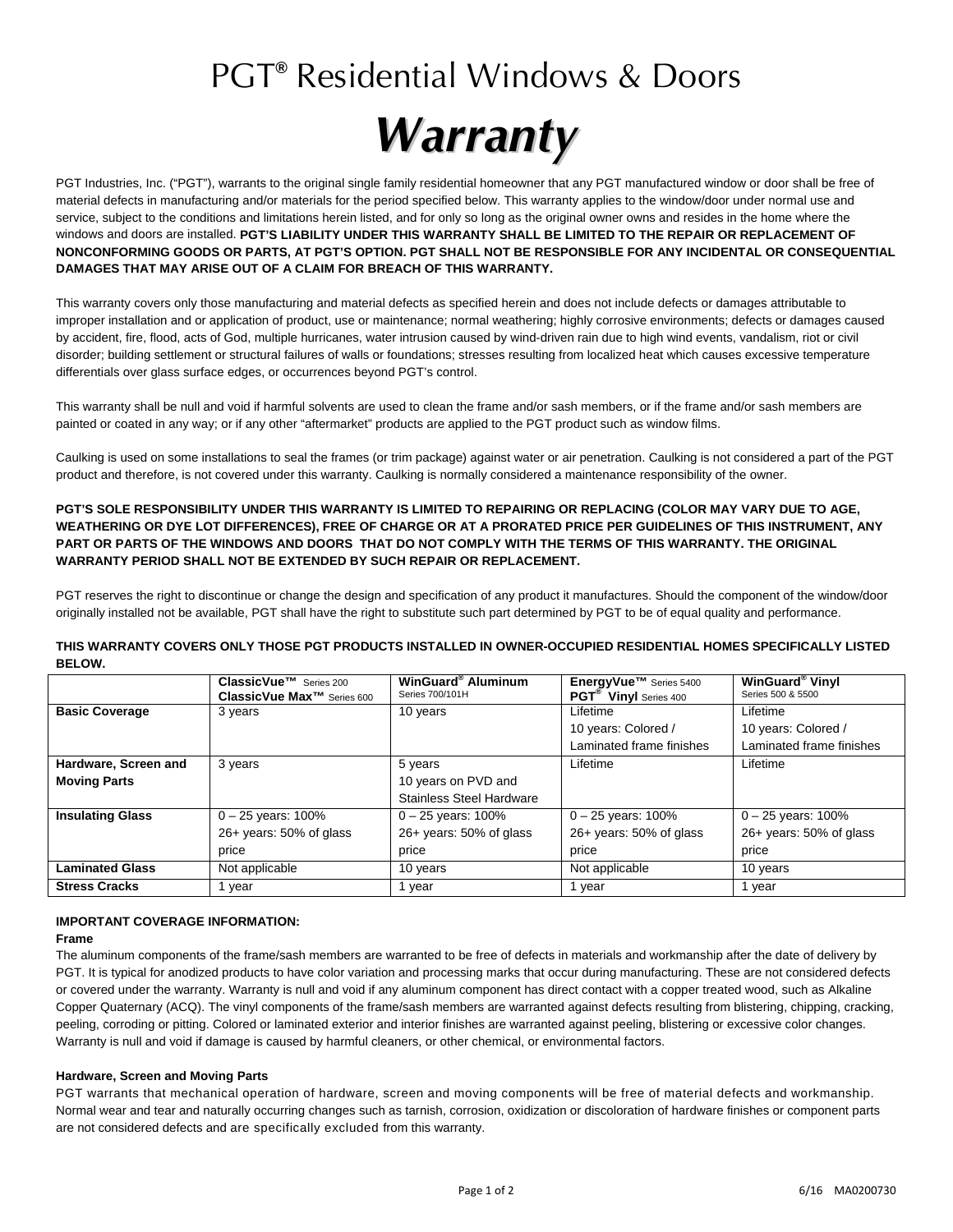# PGT® Residential Windows & Doors

# *Warranty*

PGT Industries, Inc. ("PGT"), warrants to the original single family residential homeowner that any PGT manufactured window or door shall be free of material defects in manufacturing and/or materials for the period specified below. This warranty applies to the window/door under normal use and service, subject to the conditions and limitations herein listed, and for only so long as the original owner owns and resides in the home where the windows and doors are installed. **PGT'S LIABILITY UNDER THIS WARRANTY SHALL BE LIMITED TO THE REPAIR OR REPLACEMENT OF NONCONFORMING GOODS OR PARTS, AT PGT'S OPTION. PGT SHALL NOT BE RESPONSIBLE FOR ANY INCIDENTAL OR CONSEQUENTIAL DAMAGES THAT MAY ARISE OUT OF A CLAIM FOR BREACH OF THIS WARRANTY.**

This warranty covers only those manufacturing and material defects as specified herein and does not include defects or damages attributable to improper installation and or application of product, use or maintenance; normal weathering; highly corrosive environments; defects or damages caused by accident, fire, flood, acts of God, multiple hurricanes, water intrusion caused by wind-driven rain due to high wind events, vandalism, riot or civil disorder; building settlement or structural failures of walls or foundations; stresses resulting from localized heat which causes excessive temperature differentials over glass surface edges, or occurrences beyond PGT's control.

This warranty shall be null and void if harmful solvents are used to clean the frame and/or sash members, or if the frame and/or sash members are painted or coated in any way; or if any other "aftermarket" products are applied to the PGT product such as window films.

Caulking is used on some installations to seal the frames (or trim package) against water or air penetration. Caulking is not considered a part of the PGT product and therefore, is not covered under this warranty. Caulking is normally considered a maintenance responsibility of the owner.

**PGT'S SOLE RESPONSIBILITY UNDER THIS WARRANTY IS LIMITED TO REPAIRING OR REPLACING (COLOR MAY VARY DUE TO AGE, WEATHERING OR DYE LOT DIFFERENCES), FREE OF CHARGE OR AT A PRORATED PRICE PER GUIDELINES OF THIS INSTRUMENT, ANY PART OR PARTS OF THE WINDOWS AND DOORS THAT DO NOT COMPLY WITH THE TERMS OF THIS WARRANTY. THE ORIGINAL WARRANTY PERIOD SHALL NOT BE EXTENDED BY SUCH REPAIR OR REPLACEMENT.**

PGT reserves the right to discontinue or change the design and specification of any product it manufactures. Should the component of the window/door originally installed not be available, PGT shall have the right to substitute such part determined by PGT to be of equal quality and performance.

**THIS WARRANTY COVERS ONLY THOSE PGT PRODUCTS INSTALLED IN OWNER-OCCUPIED RESIDENTIAL HOMES SPECIFICALLY LISTED BELOW.**

| | **ClassicVue™** Series 200<br>**ClassicVue Max™** Series 600 | **WinGuard® Aluminum** Series 700/101H | **EnergyVue™** Series 5400<br>**PGT® Vinyl** Series 400 | **WinGuard® Vinyl** Series 500 & 5500 |
|---|---|---|---|---|
| **Basic Coverage** | 3 years | 10 years | Lifetime<br>10 years: Colored / Laminated frame finishes | Lifetime<br>10 years: Colored / Laminated frame finishes |
| **Hardware, Screen and Moving Parts** | 3 years | 5 years<br>10 years on PVD and Stainless Steel Hardware | Lifetime | Lifetime |
| **Insulating Glass** | 0 – 25 years: 100%<br>26+ years: 50% of glass price | 0 – 25 years: 100%<br>26+ years: 50% of glass price | 0 – 25 years: 100%<br>26+ years: 50% of glass price | 0 – 25 years: 100%<br>26+ years: 50% of glass price |
| **Laminated Glass** | Not applicable | 10 years | Not applicable | 10 years |
| **Stress Cracks** | 1 year | 1 year | 1 year | 1 year |

**IMPORTANT COVERAGE INFORMATION:**

**Frame**

The aluminum components of the frame/sash members are warranted to be free of defects in materials and workmanship after the date of delivery by PGT. It is typical for anodized products to have color variation and processing marks that occur during manufacturing. These are not considered defects or covered under the warranty. Warranty is null and void if any aluminum component has direct contact with a copper treated wood, such as Alkaline Copper Quaternary (ACQ). The vinyl components of the frame/sash members are warranted against defects resulting from blistering, chipping, cracking, peeling, corroding or pitting. Colored or laminated exterior and interior finishes are warranted against peeling, blistering or excessive color changes. Warranty is null and void if damage is caused by harmful cleaners, or other chemical, or environmental factors.

**Hardware, Screen and Moving Parts**

PGT warrants that mechanical operation of hardware, screen and moving components will be free of material defects and workmanship. Normal wear and tear and naturally occurring changes such as tarnish, corrosion, oxidization or discoloration of hardware finishes or component parts are not considered defects and are specifically excluded from this warranty.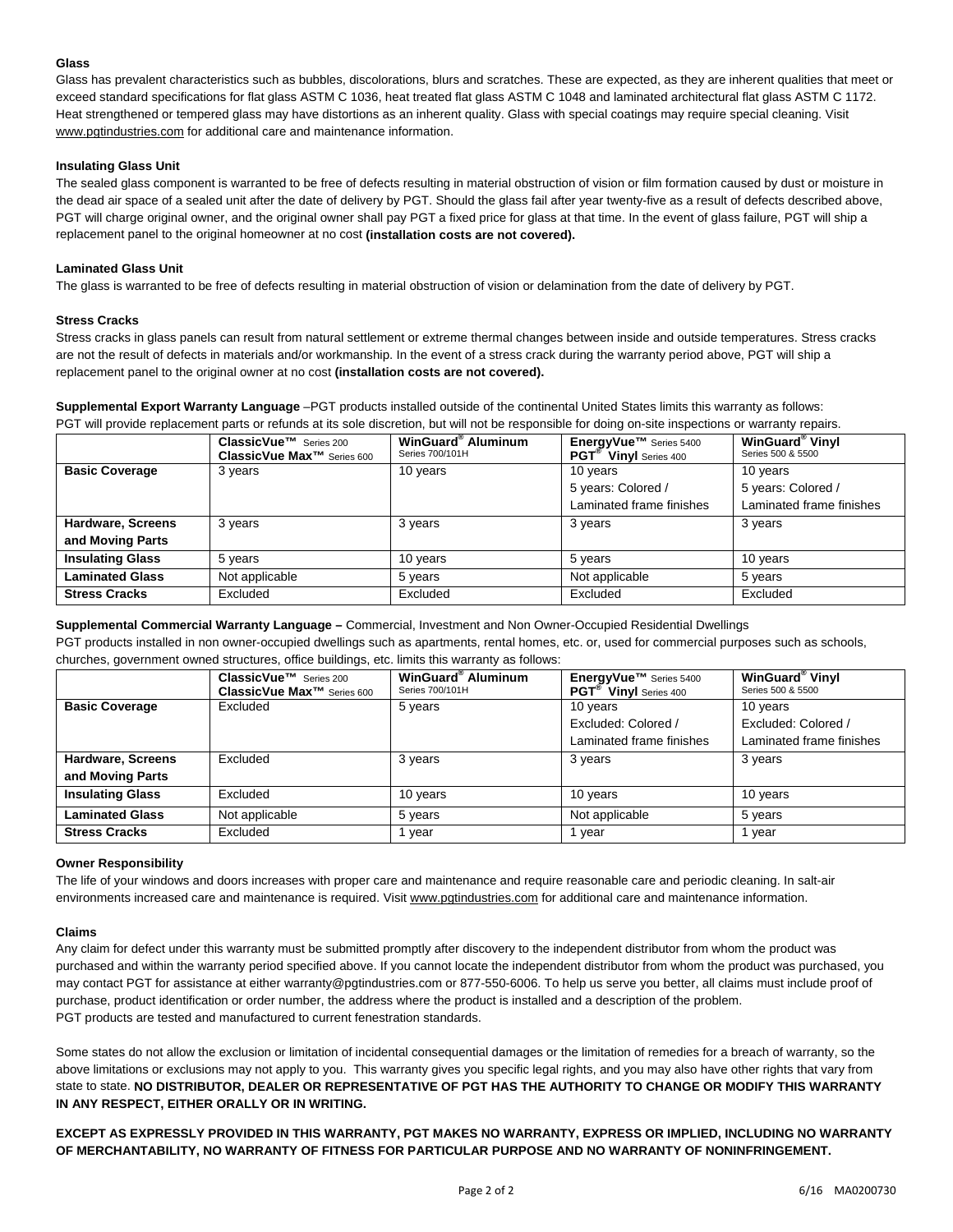**Glass**

Glass has prevalent characteristics such as bubbles, discolorations, blurs and scratches. These are expected, as they are inherent qualities that meet or exceed standard specifications for flat glass ASTM C 1036, heat treated flat glass ASTM C 1048 and laminated architectural flat glass ASTM C 1172. Heat strengthened or tempered glass may have distortions as an inherent quality. Glass with special coatings may require special cleaning. Visit www.pgtindustries.com for additional care and maintenance information.

**Insulating Glass Unit**

The sealed glass component is warranted to be free of defects resulting in material obstruction of vision or film formation caused by dust or moisture in the dead air space of a sealed unit after the date of delivery by PGT. Should the glass fail after year twenty-five as a result of defects described above, PGT will charge original owner, and the original owner shall pay PGT a fixed price for glass at that time. In the event of glass failure, PGT will ship a replacement panel to the original homeowner at no cost **(installation costs are not covered).**

**Laminated Glass Unit**

The glass is warranted to be free of defects resulting in material obstruction of vision or delamination from the date of delivery by PGT.

**Stress Cracks**

Stress cracks in glass panels can result from natural settlement or extreme thermal changes between inside and outside temperatures. Stress cracks are not the result of defects in materials and/or workmanship. In the event of a stress crack during the warranty period above, PGT will ship a replacement panel to the original owner at no cost **(installation costs are not covered).**

**Supplemental Export Warranty Language** –PGT products installed outside of the continental United States limits this warranty as follows: PGT will provide replacement parts or refunds at its sole discretion, but will not be responsible for doing on-site inspections or warranty repairs.

| | **ClassicVue™** Series 200 **ClassicVue Max™** Series 600 | **WinGuard® Aluminum** Series 700/101H | **EnergyVue™** Series 5400 **PGT® Vinyl** Series 400 | **WinGuard® Vinyl** Series 500 & 5500 |
|---|---|---|---|---|
| **Basic Coverage** | 3 years | 10 years | 10 years<br>5 years: Colored / Laminated frame finishes | 10 years<br>5 years: Colored / Laminated frame finishes |
| **Hardware, Screens and Moving Parts** | 3 years | 3 years | 3 years | 3 years |
| **Insulating Glass** | 5 years | 10 years | 5 years | 10 years |
| **Laminated Glass** | Not applicable | 5 years | Not applicable | 5 years |
| **Stress Cracks** | Excluded | Excluded | Excluded | Excluded |

**Supplemental Commercial Warranty Language –** Commercial, Investment and Non Owner-Occupied Residential Dwellings

PGT products installed in non owner-occupied dwellings such as apartments, rental homes, etc. or, used for commercial purposes such as schools, churches, government owned structures, office buildings, etc. limits this warranty as follows:

| | **ClassicVue™** Series 200 **ClassicVue Max™** Series 600 | **WinGuard® Aluminum** Series 700/101H | **EnergyVue™** Series 5400 **PGT® Vinyl** Series 400 | **WinGuard® Vinyl** Series 500 & 5500 |
|---|---|---|---|---|
| **Basic Coverage** | Excluded | 5 years | 10 years<br>Excluded: Colored / Laminated frame finishes | 10 years<br>Excluded: Colored / Laminated frame finishes |
| **Hardware, Screens and Moving Parts** | Excluded | 3 years | 3 years | 3 years |
| **Insulating Glass** | Excluded | 10 years | 10 years | 10 years |
| **Laminated Glass** | Not applicable | 5 years | Not applicable | 5 years |
| **Stress Cracks** | Excluded | 1 year | 1 year | 1 year |

**Owner Responsibility**

The life of your windows and doors increases with proper care and maintenance and require reasonable care and periodic cleaning. In salt-air environments increased care and maintenance is required. Visit www.pgtindustries.com for additional care and maintenance information.

**Claims**

Any claim for defect under this warranty must be submitted promptly after discovery to the independent distributor from whom the product was purchased and within the warranty period specified above. If you cannot locate the independent distributor from whom the product was purchased, you may contact PGT for assistance at either warranty@pgtindustries.com or 877-550-6006. To help us serve you better, all claims must include proof of purchase, product identification or order number, the address where the product is installed and a description of the problem.
PGT products are tested and manufactured to current fenestration standards.

Some states do not allow the exclusion or limitation of incidental consequential damages or the limitation of remedies for a breach of warranty, so the above limitations or exclusions may not apply to you. This warranty gives you specific legal rights, and you may also have other rights that vary from state to state. **NO DISTRIBUTOR, DEALER OR REPRESENTATIVE OF PGT HAS THE AUTHORITY TO CHANGE OR MODIFY THIS WARRANTY IN ANY RESPECT, EITHER ORALLY OR IN WRITING.**

**EXCEPT AS EXPRESSLY PROVIDED IN THIS WARRANTY, PGT MAKES NO WARRANTY, EXPRESS OR IMPLIED, INCLUDING NO WARRANTY OF MERCHANTABILITY, NO WARRANTY OF FITNESS FOR PARTICULAR PURPOSE AND NO WARRANTY OF NONINFRINGEMENT.**

6/16 MA0200730